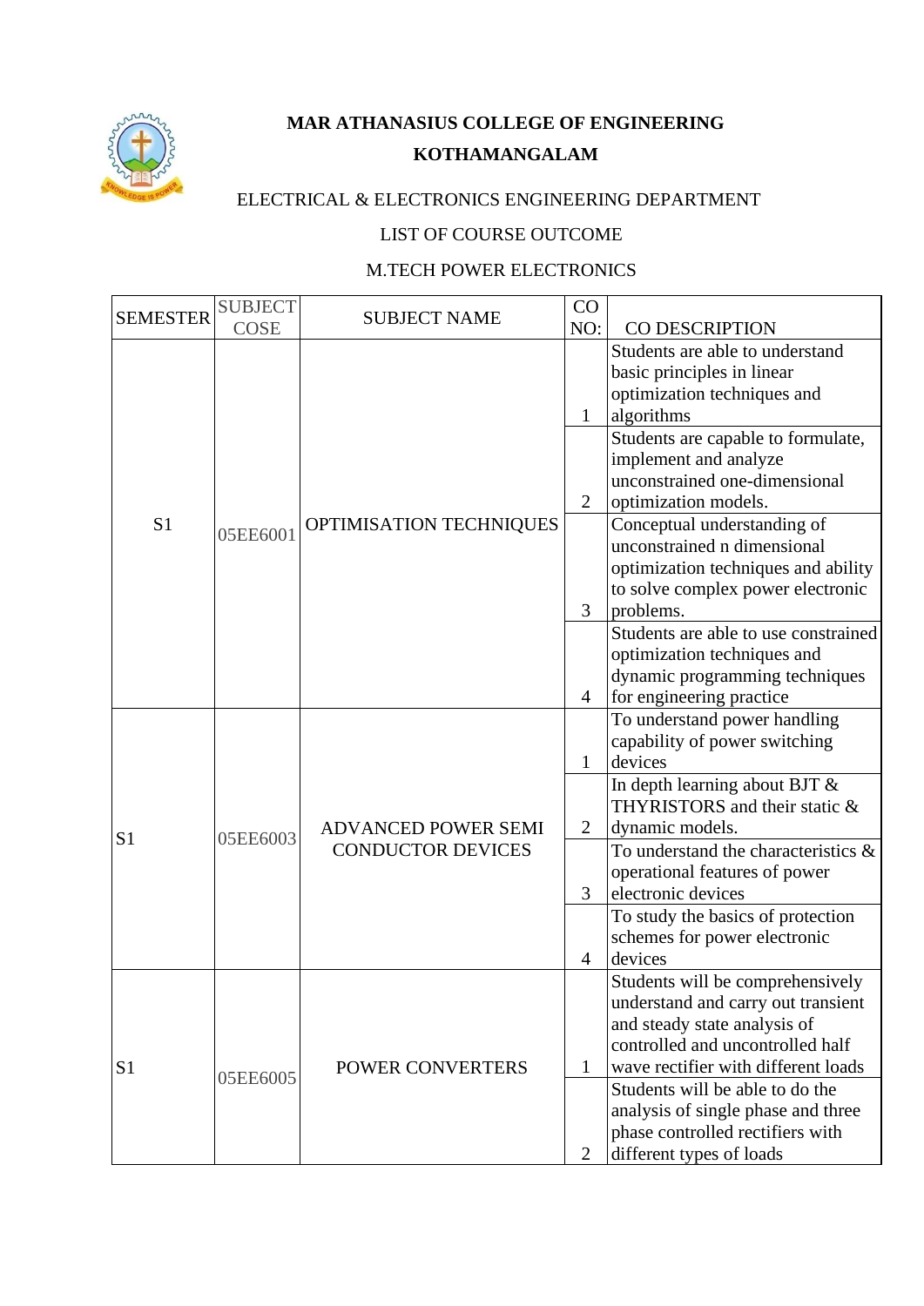# MAR ATHANASIUS COLLEGE OF ENGINEERING

## KOTHAMANGALAM

ELECTRICAL & ELECTRONICS ENGINEERING DEPARTMENT

LIST OF COURSE OUTCOME

M.TECH POWER ELECTRONICS

| SEMESTER | SUBJECT COSE | SUBJECT NAME | CO NO: | CO DESCRIPTION |
|---|---|---|---|---|
| S1 | 05EE6001 | OPTIMISATION TECHNIQUES | 1 | Students are able to understand basic principles in linear optimization techniques and algorithms |
| | | | 2 | Students are capable to formulate, implement and analyze unconstrained one-dimensional optimization models. |
| | | | 3 | Conceptual understanding of unconstrained n dimensional optimization techniques and ability to solve complex power electronic problems. |
| | | | 4 | Students are able to use constrained optimization techniques and dynamic programming techniques for engineering practice |
| S1 | 05EE6003 | ADVANCED POWER SEMI CONDUCTOR DEVICES | 1 | To understand power handling capability of power switching devices |
| | | | 2 | In depth learning about BJT & THYRISTORS and their static & dynamic models. |
| | | | 3 | To understand the characteristics & operational features of power electronic devices |
| | | | 4 | To study the basics of protection schemes for power electronic devices |
| S1 | 05EE6005 | POWER CONVERTERS | 1 | Students will be comprehensively understand and carry out transient and steady state analysis of controlled and uncontrolled half wave rectifier with different loads |
| | | | 2 | Students will be able to do the analysis of single phase and three phase controlled rectifiers with different types of loads |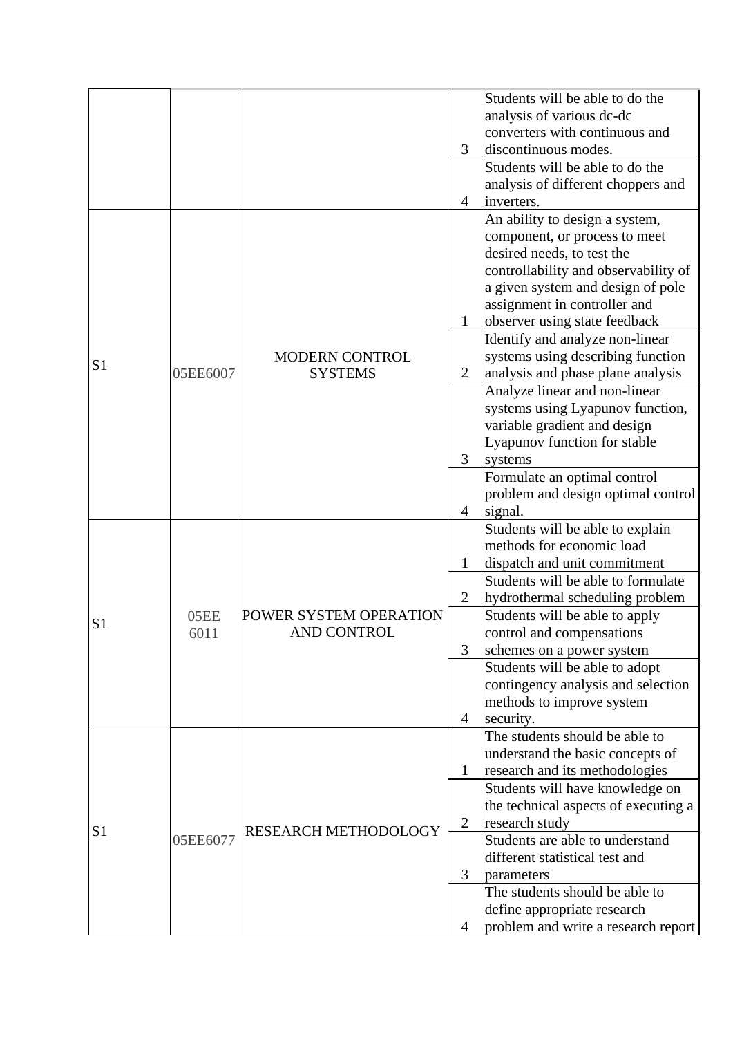| | | | | |
|---|---|---|---|---|
| | | | 3 | Students will be able to do the analysis of various dc-dc converters with continuous and discontinuous modes. |
| | | | 4 | Students will be able to do the analysis of different choppers and inverters. |
| S1 | 05EE6007 | MODERN CONTROL SYSTEMS | 1 | An ability to design a system, component, or process to meet desired needs, to test the controllability and observability of a given system and design of pole assignment in controller and observer using state feedback |
| | | | 2 | Identify and analyze non-linear systems using describing function analysis and phase plane analysis |
| | | | 3 | Analyze linear and non-linear systems using Lyapunov function, variable gradient and design Lyapunov function for stable systems |
| | | | 4 | Formulate an optimal control problem and design optimal control signal. |
| S1 | 05EE 6011 | POWER SYSTEM OPERATION AND CONTROL | 1 | Students will be able to explain methods for economic load dispatch and unit commitment |
| | | | 2 | Students will be able to formulate hydrothermal scheduling problem |
| | | | 3 | Students will be able to apply control and compensations schemes on a power system |
| | | | 4 | Students will be able to adopt contingency analysis and selection methods to improve system security. |
| S1 | 05EE6077 | RESEARCH METHODOLOGY | 1 | The students should be able to understand the basic concepts of research and its methodologies |
| | | | 2 | Students will have knowledge on the technical aspects of executing a research study |
| | | | 3 | Students are able to understand different statistical test and parameters |
| | | | 4 | The students should be able to define appropriate research problem and write a research report |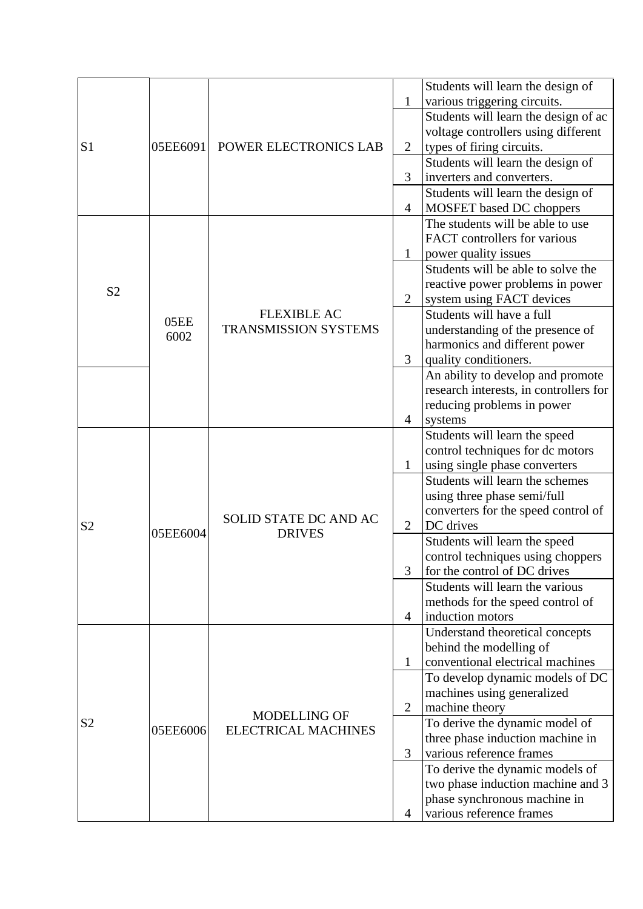| | | | | |
|---|---|---|---|---|
| S1 | 05EE6091 | POWER ELECTRONICS LAB | 1 | Students will learn the design of various triggering circuits. |
| | | | 2 | Students will learn the design of ac voltage controllers using different types of firing circuits. |
| | | | 3 | Students will learn the design of inverters and converters. |
| | | | 4 | Students will learn the design of MOSFET based DC choppers |
| S2 | 05EE 6002 | FLEXIBLE AC TRANSMISSION SYSTEMS | 1 | The students will be able to use FACT controllers for various power quality issues |
| | | | 2 | Students will be able to solve the reactive power problems in power system using FACT devices |
| | | | 3 | Students will have a full understanding of the presence of harmonics and different power quality conditioners. |
| | | | 4 | An ability to develop and promote research interests, in controllers for reducing problems in power systems |
| S2 | 05EE6004 | SOLID STATE DC AND AC DRIVES | 1 | Students will learn the speed control techniques for dc motors using single phase converters |
| | | | 2 | Students will learn the schemes using three phase semi/full converters for the speed control of DC drives |
| | | | 3 | Students will learn the speed control techniques using choppers for the control of DC drives |
| | | | 4 | Students will learn the various methods for the speed control of induction motors |
| S2 | 05EE6006 | MODELLING OF ELECTRICAL MACHINES | 1 | Understand theoretical concepts behind the modelling of conventional electrical machines |
| | | | 2 | To develop dynamic models of DC machines using generalized machine theory |
| | | | 3 | To derive the dynamic model of three phase induction machine in various reference frames |
| | | | 4 | To derive the dynamic models of two phase induction machine and 3 phase synchronous machine in various reference frames |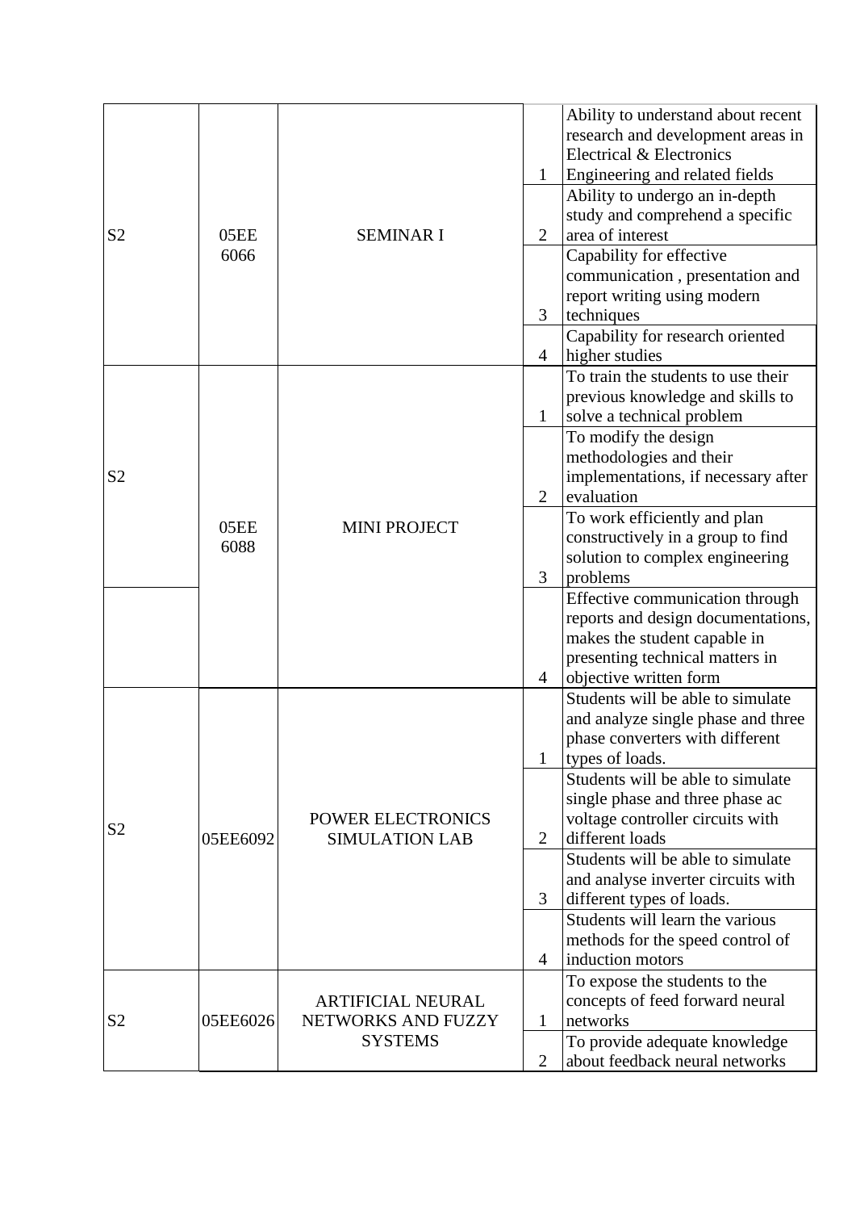| S2 | 05EE 6066 | SEMINAR I | 1 | Ability to understand about recent research and development areas in Electrical & Electronics Engineering and related fields |
|---|---|---|---|---|
| | | | 2 | Ability to undergo an in-depth study and comprehend a specific area of interest |
| | | | 3 | Capability for effective communication , presentation and report writing using modern techniques |
| | | | 4 | Capability for research oriented higher studies |
| S2 | 05EE 6088 | MINI PROJECT | 1 | To train the students to use their previous knowledge and skills to solve a technical problem |
| | | | 2 | To modify the design methodologies and their implementations, if necessary after evaluation |
| | | | 3 | To work efficiently and plan constructively in a group to find solution to complex engineering problems |
| | | | 4 | Effective communication through reports and design documentations, makes the student capable in presenting technical matters in objective written form |
| S2 | 05EE6092 | POWER ELECTRONICS SIMULATION LAB | 1 | Students will be able to simulate and analyze single phase and three phase converters with different types of loads. |
| | | | 2 | Students will be able to simulate single phase and three phase ac voltage controller circuits with different loads |
| | | | 3 | Students will be able to simulate and analyse inverter circuits with different types of loads. |
| | | | 4 | Students will learn the various methods for the speed control of induction motors |
| S2 | 05EE6026 | ARTIFICIAL NEURAL NETWORKS AND FUZZY SYSTEMS | 1 | To expose the students to the concepts of feed forward neural networks |
| | | | 2 | To provide adequate knowledge about feedback neural networks |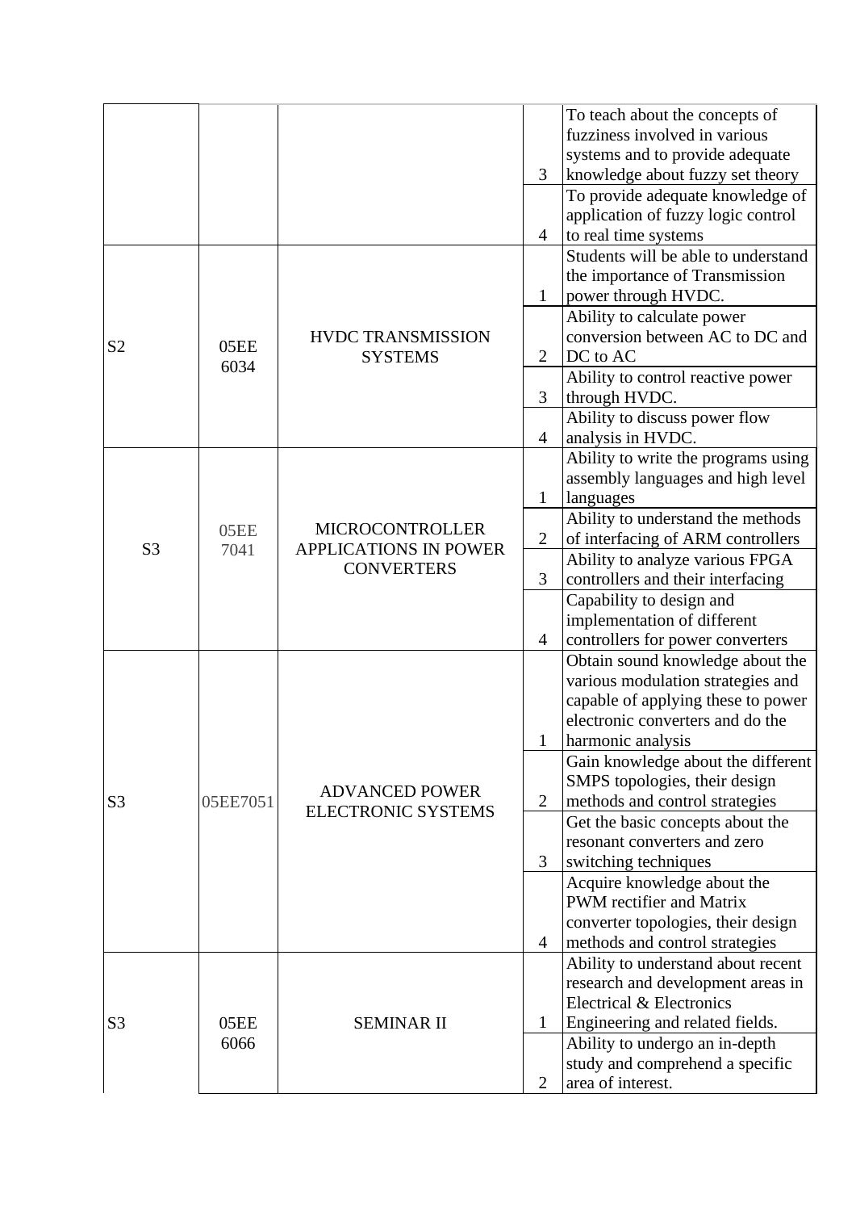| | | | | |
|---|---|---|---|---|
| | | | 3 | To teach about the concepts of fuzziness involved in various systems and to provide adequate knowledge about fuzzy set theory |
| | | | 4 | To provide adequate knowledge of application of fuzzy logic control to real time systems |
| S2 | 05EE 6034 | HVDC TRANSMISSION SYSTEMS | 1 | Students will be able to understand the importance of Transmission power through HVDC. |
| | | | 2 | Ability to calculate power conversion between AC to DC and DC to AC |
| | | | 3 | Ability to control reactive power through HVDC. |
| | | | 4 | Ability to discuss power flow analysis in HVDC. |
| S3 | 05EE 7041 | MICROCONTROLLER APPLICATIONS IN POWER CONVERTERS | 1 | Ability to write the programs using assembly languages and high level languages |
| | | | 2 | Ability to understand the methods of interfacing of ARM controllers |
| | | | 3 | Ability to analyze various FPGA controllers and their interfacing |
| | | | 4 | Capability to design and implementation of different controllers for power converters |
| S3 | 05EE7051 | ADVANCED POWER ELECTRONIC SYSTEMS | 1 | Obtain sound knowledge about the various modulation strategies and capable of applying these to power electronic converters and do the harmonic analysis |
| | | | 2 | Gain knowledge about the different SMPS topologies, their design methods and control strategies |
| | | | 3 | Get the basic concepts about the resonant converters and zero switching techniques |
| | | | 4 | Acquire knowledge about the PWM rectifier and Matrix converter topologies, their design methods and control strategies |
| S3 | 05EE 6066 | SEMINAR II | 1 | Ability to understand about recent research and development areas in Electrical & Electronics Engineering and related fields. |
| | | | 2 | Ability to undergo an in-depth study and comprehend a specific area of interest. |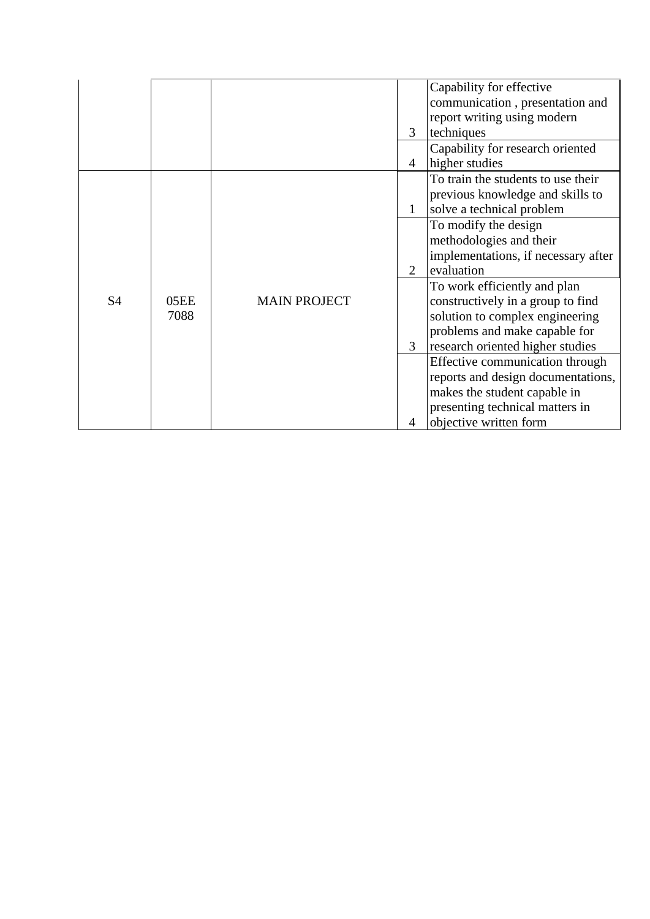| | | | | |
|---|---|---|---|---|
| | | | 3 | Capability for effective communication , presentation and report writing using modern techniques |
| | | | 4 | Capability for research oriented higher studies |
| S4 | 05EE 7088 | MAIN PROJECT | 1 | To train the students to use their previous knowledge and skills to solve a technical problem |
| | | | 2 | To modify the design methodologies and their implementations, if necessary after evaluation |
| | | | 3 | To work efficiently and plan constructively in a group to find solution to complex engineering problems and make capable for research oriented higher studies |
| | | | 4 | Effective communication through reports and design documentations, makes the student capable in presenting technical matters in objective written form |